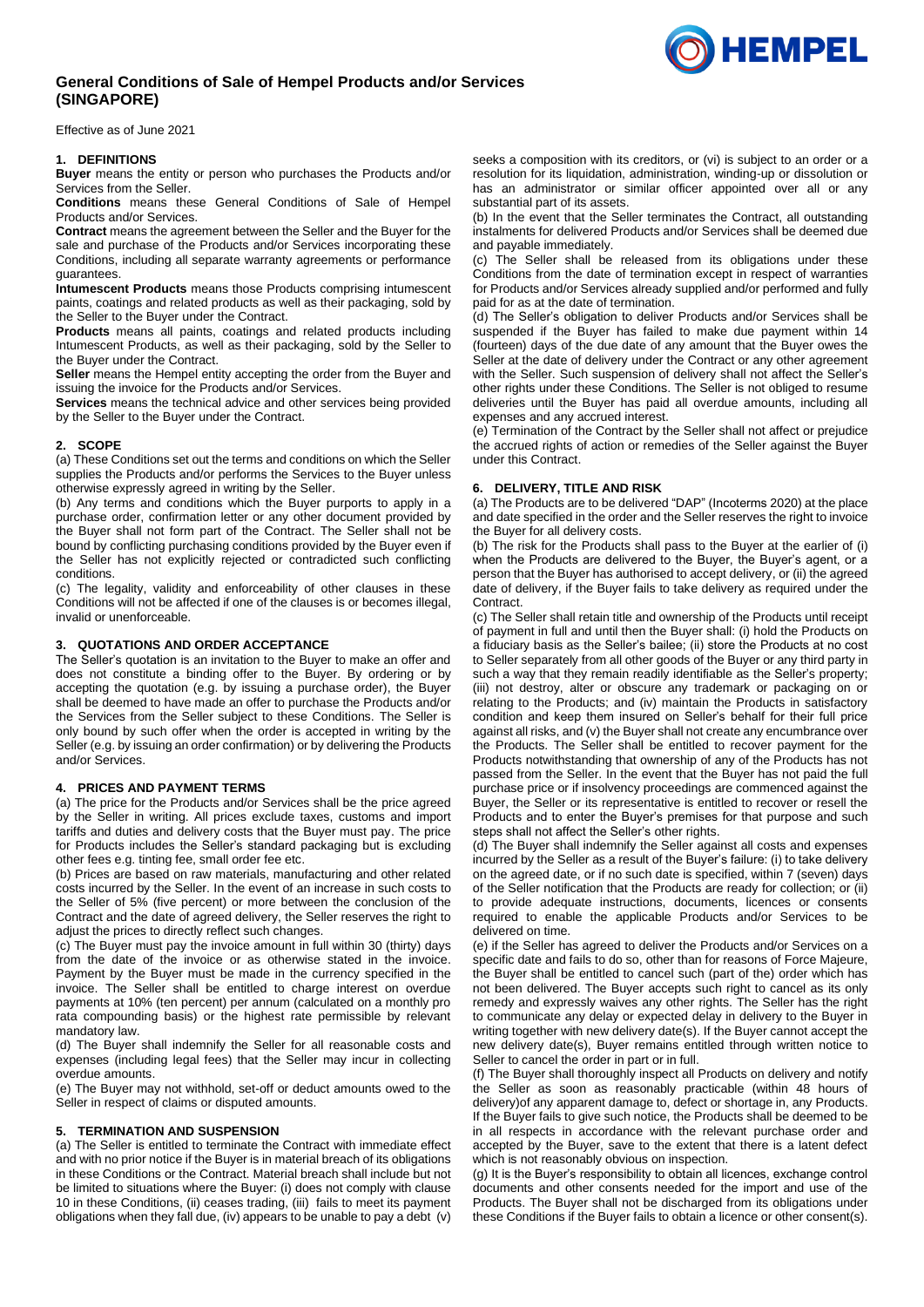# General Conditions of Sale of Hempel Products and/or Services (SINGAPORE)

Effective as of June 2021

## 1. DEFINITIONS

**Buyer** means the entity or person who purchases the Products and/or Services from the Seller.

**Conditions** means these General Conditions of Sale of Hempel Products and/or Services.

**Contract** means the agreement between the Seller and the Buyer for the sale and purchase of the Products and/or Services incorporating these Conditions, including all separate warranty agreements or performance guarantees.

**Intumescent Products** means those Products comprising intumescent paints, coatings and related products as well as their packaging, sold by the Seller to the Buyer under the Contract.

**Products** means all paints, coatings and related products including Intumescent Products, as well as their packaging, sold by the Seller to the Buyer under the Contract.

**Seller** means the Hempel entity accepting the order from the Buyer and issuing the invoice for the Products and/or Services.

**Services** means the technical advice and other services being provided by the Seller to the Buyer under the Contract.

## 2. SCOPE

(a) These Conditions set out the terms and conditions on which the Seller supplies the Products and/or performs the Services to the Buyer unless otherwise expressly agreed in writing by the Seller.

(b) Any terms and conditions which the Buyer purports to apply in a purchase order, confirmation letter or any other document provided by the Buyer shall not form part of the Contract. The Seller shall not be bound by conflicting purchasing conditions provided by the Buyer even if the Seller has not explicitly rejected or contradicted such conflicting conditions.

(c) The legality, validity and enforceability of other clauses in these Conditions will not be affected if one of the clauses is or becomes illegal, invalid or unenforceable.

## 3. QUOTATIONS AND ORDER ACCEPTANCE

The Seller's quotation is an invitation to the Buyer to make an offer and does not constitute a binding offer to the Buyer. By ordering or by accepting the quotation (e.g. by issuing a purchase order), the Buyer shall be deemed to have made an offer to purchase the Products and/or the Services from the Seller subject to these Conditions. The Seller is only bound by such offer when the order is accepted in writing by the Seller (e.g. by issuing an order confirmation) or by delivering the Products and/or Services.

## 4. PRICES AND PAYMENT TERMS

(a) The price for the Products and/or Services shall be the price agreed by the Seller in writing. All prices exclude taxes, customs and import tariffs and duties and delivery costs that the Buyer must pay. The price for Products includes the Seller's standard packaging but is excluding other fees e.g. tinting fee, small order fee etc.

(b) Prices are based on raw materials, manufacturing and other related costs incurred by the Seller. In the event of an increase in such costs to the Seller of 5% (five percent) or more between the conclusion of the Contract and the date of agreed delivery, the Seller reserves the right to adjust the prices to directly reflect such changes.

(c) The Buyer must pay the invoice amount in full within 30 (thirty) days from the date of the invoice or as otherwise stated in the invoice. Payment by the Buyer must be made in the currency specified in the invoice. The Seller shall be entitled to charge interest on overdue payments at 10% (ten percent) per annum (calculated on a monthly pro rata compounding basis) or the highest rate permissible by relevant mandatory law.

(d) The Buyer shall indemnify the Seller for all reasonable costs and expenses (including legal fees) that the Seller may incur in collecting overdue amounts.

(e) The Buyer may not withhold, set-off or deduct amounts owed to the Seller in respect of claims or disputed amounts.

## 5. TERMINATION AND SUSPENSION

(a) The Seller is entitled to terminate the Contract with immediate effect and with no prior notice if the Buyer is in material breach of its obligations in these Conditions or the Contract. Material breach shall include but not be limited to situations where the Buyer: (i) does not comply with clause 10 in these Conditions, (ii) ceases trading, (iii) fails to meet its payment obligations when they fall due, (iv) appears to be unable to pay a debt (v) seeks a composition with its creditors, or (vi) is subject to an order or a resolution for its liquidation, administration, winding-up or dissolution or has an administrator or similar officer appointed over all or any substantial part of its assets.

(b) In the event that the Seller terminates the Contract, all outstanding instalments for delivered Products and/or Services shall be deemed due and payable immediately.

(c) The Seller shall be released from its obligations under these Conditions from the date of termination except in respect of warranties for Products and/or Services already supplied and/or performed and fully paid for as at the date of termination.

(d) The Seller's obligation to deliver Products and/or Services shall be suspended if the Buyer has failed to make due payment within 14 (fourteen) days of the due date of any amount that the Buyer owes the Seller at the date of delivery under the Contract or any other agreement with the Seller. Such suspension of delivery shall not affect the Seller's other rights under these Conditions. The Seller is not obliged to resume deliveries until the Buyer has paid all overdue amounts, including all expenses and any accrued interest.

(e) Termination of the Contract by the Seller shall not affect or prejudice the accrued rights of action or remedies of the Seller against the Buyer under this Contract.

## 6. DELIVERY, TITLE AND RISK

(a) The Products are to be delivered "DAP" (Incoterms 2020) at the place and date specified in the order and the Seller reserves the right to invoice the Buyer for all delivery costs.

(b) The risk for the Products shall pass to the Buyer at the earlier of (i) when the Products are delivered to the Buyer, the Buyer's agent, or a person that the Buyer has authorised to accept delivery, or (ii) the agreed date of delivery, if the Buyer fails to take delivery as required under the Contract.

(c) The Seller shall retain title and ownership of the Products until receipt of payment in full and until then the Buyer shall: (i) hold the Products on a fiduciary basis as the Seller's bailee; (ii) store the Products at no cost to Seller separately from all other goods of the Buyer or any third party in such a way that they remain readily identifiable as the Seller's property; (iii) not destroy, alter or obscure any trademark or packaging on or relating to the Products; and (iv) maintain the Products in satisfactory condition and keep them insured on Seller's behalf for their full price against all risks, and (v) the Buyer shall not create any encumbrance over the Products. The Seller shall be entitled to recover payment for the Products notwithstanding that ownership of any of the Products has not passed from the Seller. In the event that the Buyer has not paid the full purchase price or if insolvency proceedings are commenced against the Buyer, the Seller or its representative is entitled to recover or resell the Products and to enter the Buyer's premises for that purpose and such steps shall not affect the Seller's other rights.

(d) The Buyer shall indemnify the Seller against all costs and expenses incurred by the Seller as a result of the Buyer's failure: (i) to take delivery on the agreed date, or if no such date is specified, within 7 (seven) days of the Seller notification that the Products are ready for collection; or (ii) to provide adequate instructions, documents, licences or consents required to enable the applicable Products and/or Services to be delivered on time.

(e) if the Seller has agreed to deliver the Products and/or Services on a specific date and fails to do so, other than for reasons of Force Majeure, the Buyer shall be entitled to cancel such (part of the) order which has not been delivered. The Buyer accepts such right to cancel as its only remedy and expressly waives any other rights. The Seller has the right to communicate any delay or expected delay in delivery to the Buyer in writing together with new delivery date(s). If the Buyer cannot accept the new delivery date(s), Buyer remains entitled through written notice to Seller to cancel the order in part or in full.

(f) The Buyer shall thoroughly inspect all Products on delivery and notify the Seller as soon as reasonably practicable (within 48 hours of delivery)of any apparent damage to, defect or shortage in, any Products. If the Buyer fails to give such notice, the Products shall be deemed to be in all respects in accordance with the relevant purchase order and accepted by the Buyer, save to the extent that there is a latent defect which is not reasonably obvious on inspection.

(g) It is the Buyer's responsibility to obtain all licences, exchange control documents and other consents needed for the import and use of the Products. The Buyer shall not be discharged from its obligations under these Conditions if the Buyer fails to obtain a licence or other consent(s).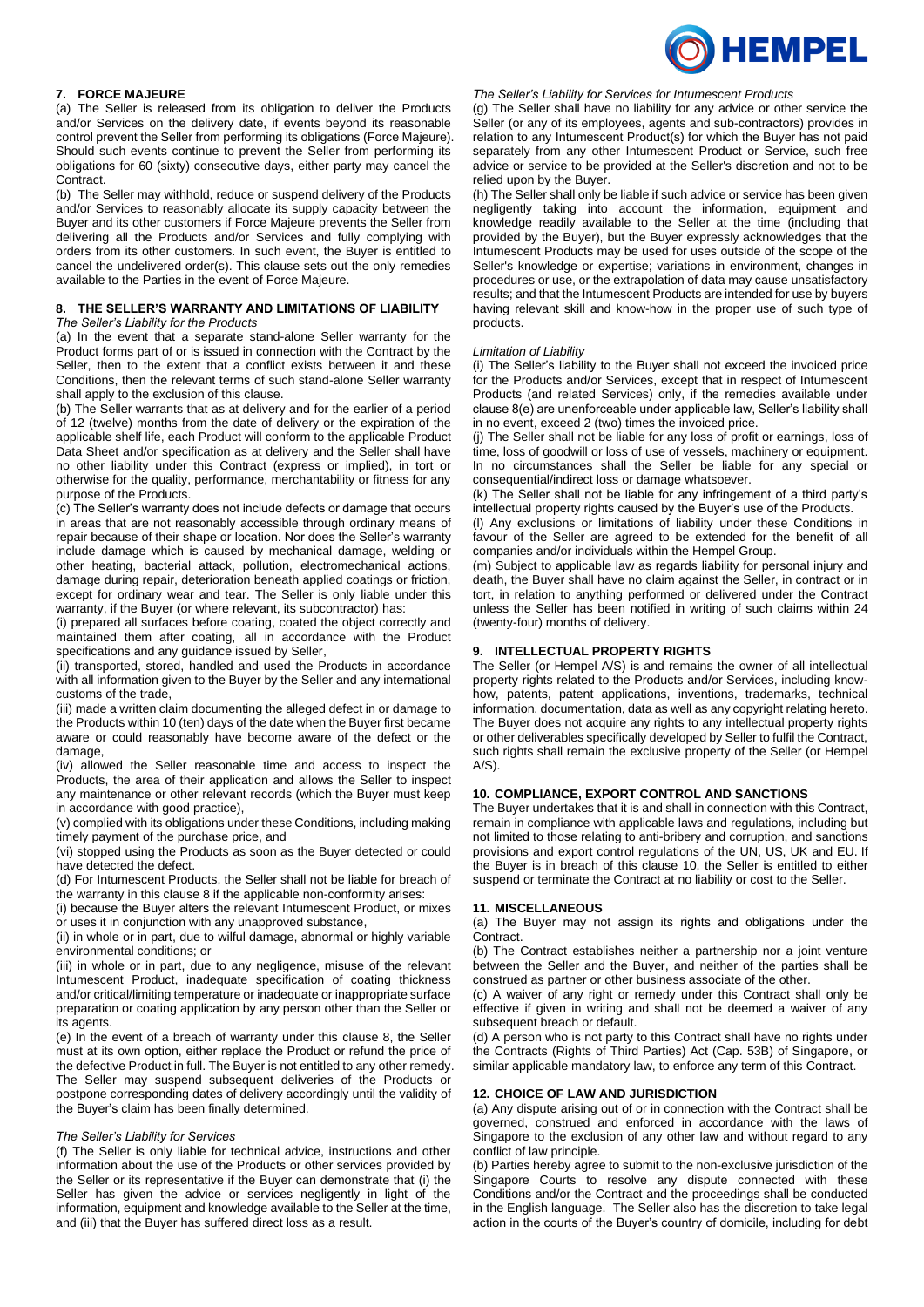## 7. FORCE MAJEURE

(a) The Seller is released from its obligation to deliver the Products and/or Services on the delivery date, if events beyond its reasonable control prevent the Seller from performing its obligations (Force Majeure). Should such events continue to prevent the Seller from performing its obligations for 60 (sixty) consecutive days, either party may cancel the Contract.

(b) The Seller may withhold, reduce or suspend delivery of the Products and/or Services to reasonably allocate its supply capacity between the Buyer and its other customers if Force Majeure prevents the Seller from delivering all the Products and/or Services and fully complying with orders from its other customers. In such event, the Buyer is entitled to cancel the undelivered order(s). This clause sets out the only remedies available to the Parties in the event of Force Majeure.

## 8. THE SELLER'S WARRANTY AND LIMITATIONS OF LIABILITY

*The Seller's Liability for the Products*

(a) In the event that a separate stand-alone Seller warranty for the Product forms part of or is issued in connection with the Contract by the Seller, then to the extent that a conflict exists between it and these Conditions, then the relevant terms of such stand-alone Seller warranty shall apply to the exclusion of this clause.

(b) The Seller warrants that as at delivery and for the earlier of a period of 12 (twelve) months from the date of delivery or the expiration of the applicable shelf life, each Product will conform to the applicable Product Data Sheet and/or specification as at delivery and the Seller shall have no other liability under this Contract (express or implied), in tort or otherwise for the quality, performance, merchantability or fitness for any purpose of the Products.

(c) The Seller's warranty does not include defects or damage that occurs in areas that are not reasonably accessible through ordinary means of repair because of their shape or location. Nor does the Seller's warranty include damage which is caused by mechanical damage, welding or other heating, bacterial attack, pollution, electromechanical actions, damage during repair, deterioration beneath applied coatings or friction, except for ordinary wear and tear. The Seller is only liable under this warranty, if the Buyer (or where relevant, its subcontractor) has:

(i) prepared all surfaces before coating, coated the object correctly and maintained them after coating, all in accordance with the Product specifications and any guidance issued by Seller,

(ii) transported, stored, handled and used the Products in accordance with all information given to the Buyer by the Seller and any international customs of the trade,

(iii) made a written claim documenting the alleged defect in or damage to the Products within 10 (ten) days of the date when the Buyer first became aware or could reasonably have become aware of the defect or the damage,

(iv) allowed the Seller reasonable time and access to inspect the Products, the area of their application and allows the Seller to inspect any maintenance or other relevant records (which the Buyer must keep in accordance with good practice),

(v) complied with its obligations under these Conditions, including making timely payment of the purchase price, and

(vi) stopped using the Products as soon as the Buyer detected or could have detected the defect.

(d) For Intumescent Products, the Seller shall not be liable for breach of the warranty in this clause 8 if the applicable non-conformity arises:

(i) because the Buyer alters the relevant Intumescent Product, or mixes or uses it in conjunction with any unapproved substance,

(ii) in whole or in part, due to wilful damage, abnormal or highly variable environmental conditions; or

(iii) in whole or in part, due to any negligence, misuse of the relevant Intumescent Product, inadequate specification of coating thickness and/or critical/limiting temperature or inadequate or inappropriate surface preparation or coating application by any person other than the Seller or its agents.

(e) In the event of a breach of warranty under this clause 8, the Seller must at its own option, either replace the Product or refund the price of the defective Product in full. The Buyer is not entitled to any other remedy. The Seller may suspend subsequent deliveries of the Products or postpone corresponding dates of delivery accordingly until the validity of the Buyer's claim has been finally determined.

*The Seller's Liability for Services*

(f) The Seller is only liable for technical advice, instructions and other information about the use of the Products or other services provided by the Seller or its representative if the Buyer can demonstrate that (i) the Seller has given the advice or services negligently in light of the information, equipment and knowledge available to the Seller at the time, and (iii) that the Buyer has suffered direct loss as a result.

*The Seller's Liability for Services for Intumescent Products*

(g) The Seller shall have no liability for any advice or other service the Seller (or any of its employees, agents and sub-contractors) provides in relation to any Intumescent Product(s) for which the Buyer has not paid separately from any other Intumescent Product or Service, such free advice or service to be provided at the Seller's discretion and not to be relied upon by the Buyer.

(h) The Seller shall only be liable if such advice or service has been given negligently taking into account the information, equipment and knowledge readily available to the Seller at the time (including that provided by the Buyer), but the Buyer expressly acknowledges that the Intumescent Products may be used for uses outside of the scope of the Seller's knowledge or expertise; variations in environment, changes in procedures or use, or the extrapolation of data may cause unsatisfactory results; and that the Intumescent Products are intended for use by buyers having relevant skill and know-how in the proper use of such type of products.

*Limitation of Liability*

(i) The Seller's liability to the Buyer shall not exceed the invoiced price for the Products and/or Services, except that in respect of Intumescent Products (and related Services) only, if the remedies available under clause 8(e) are unenforceable under applicable law, Seller's liability shall in no event, exceed 2 (two) times the invoiced price.

(j) The Seller shall not be liable for any loss of profit or earnings, loss of time, loss of goodwill or loss of use of vessels, machinery or equipment. In no circumstances shall the Seller be liable for any special or consequential/indirect loss or damage whatsoever.

(k) The Seller shall not be liable for any infringement of a third party's intellectual property rights caused by the Buyer's use of the Products.

(l) Any exclusions or limitations of liability under these Conditions in favour of the Seller are agreed to be extended for the benefit of all companies and/or individuals within the Hempel Group.

(m) Subject to applicable law as regards liability for personal injury and death, the Buyer shall have no claim against the Seller, in contract or in tort, in relation to anything performed or delivered under the Contract unless the Seller has been notified in writing of such claims within 24 (twenty-four) months of delivery.

## 9. INTELLECTUAL PROPERTY RIGHTS

The Seller (or Hempel A/S) is and remains the owner of all intellectual property rights related to the Products and/or Services, including know-how, patents, patent applications, inventions, trademarks, technical information, documentation, data as well as any copyright relating hereto. The Buyer does not acquire any rights to any intellectual property rights or other deliverables specifically developed by Seller to fulfil the Contract, such rights shall remain the exclusive property of the Seller (or Hempel A/S).

## 10. COMPLIANCE, EXPORT CONTROL AND SANCTIONS

The Buyer undertakes that it is and shall in connection with this Contract, remain in compliance with applicable laws and regulations, including but not limited to those relating to anti-bribery and corruption, and sanctions provisions and export control regulations of the UN, US, UK and EU. If the Buyer is in breach of this clause 10, the Seller is entitled to either suspend or terminate the Contract at no liability or cost to the Seller.

## 11. MISCELLANEOUS

(a) The Buyer may not assign its rights and obligations under the Contract.

(b) The Contract establishes neither a partnership nor a joint venture between the Seller and the Buyer, and neither of the parties shall be construed as partner or other business associate of the other.

(c) A waiver of any right or remedy under this Contract shall only be effective if given in writing and shall not be deemed a waiver of any subsequent breach or default.

(d) A person who is not party to this Contract shall have no rights under the Contracts (Rights of Third Parties) Act (Cap. 53B) of Singapore, or similar applicable mandatory law, to enforce any term of this Contract.

## 12. CHOICE OF LAW AND JURISDICTION

(a) Any dispute arising out of or in connection with the Contract shall be governed, construed and enforced in accordance with the laws of Singapore to the exclusion of any other law and without regard to any conflict of law principle.

(b) Parties hereby agree to submit to the non-exclusive jurisdiction of the Singapore Courts to resolve any dispute connected with these Conditions and/or the Contract and the proceedings shall be conducted in the English language. The Seller also has the discretion to take legal action in the courts of the Buyer's country of domicile, including for debt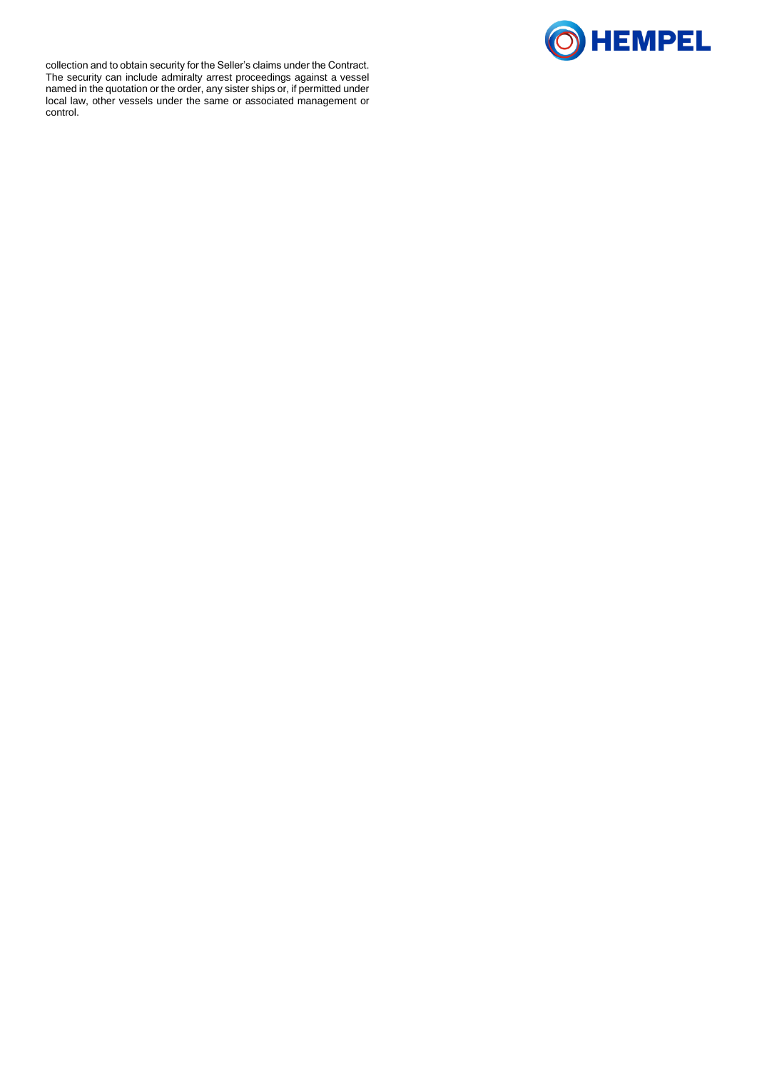collection and to obtain security for the Seller's claims under the Contract. The security can include admiralty arrest proceedings against a vessel named in the quotation or the order, any sister ships or, if permitted under local law, other vessels under the same or associated management or control.